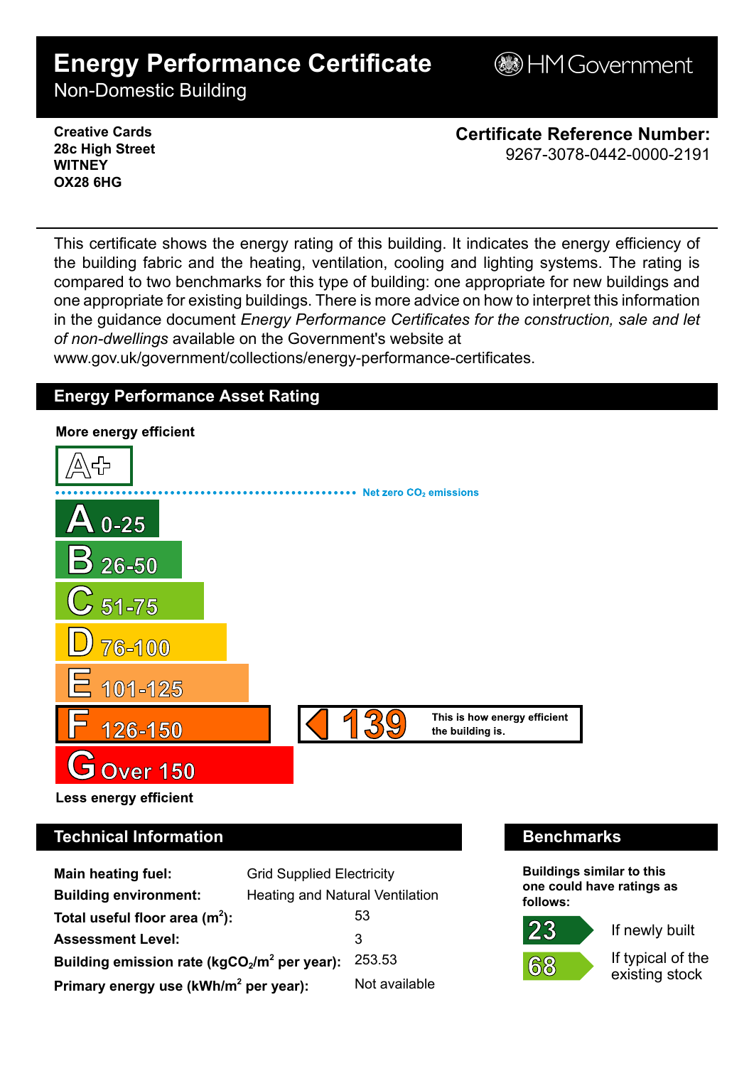# Energy Performance Certificate

Non-Domestic Building

HM Government

**Creative Cards**
**28c High Street**
**WITNEY**
**OX28 6HG**

**Certificate Reference Number:**
9267-3078-0442-0000-2191

This certificate shows the energy rating of this building. It indicates the energy efficiency of the building fabric and the heating, ventilation, cooling and lighting systems. The rating is compared to two benchmarks for this type of building: one appropriate for new buildings and one appropriate for existing buildings. There is more advice on how to interpret this information in the guidance document *Energy Performance Certificates for the construction, sale and let of non-dwellings* available on the Government's website at www.gov.uk/government/collections/energy-performance-certificates.

## Energy Performance Asset Rating

**More energy efficient**

- A+
- Net zero $CO_2$ emissions
- A 0-25
- B 26-50
- C 51-75
- D 76-100
- E 101-125
- F 126-150 — **139** This is how energy efficient the building is.
- G Over 150

**Less energy efficient**

## Technical Information

| | |
|---|---|
| **Main heating fuel:** | Grid Supplied Electricity |
| **Building environment:** | Heating and Natural Ventilation |
| **Total useful floor area ($m^2$):** | 53 |
| **Assessment Level:** | 3 |
| **Building emission rate ($kgCO_2/m^2$ per year):** | 253.53 |
| **Primary energy use ($kWh/m^2$ per year):** | Not available |

## Benchmarks

**Buildings similar to this one could have ratings as follows:**

| | |
|---|---|
| 23 | If newly built |
| 68 | If typical of the existing stock |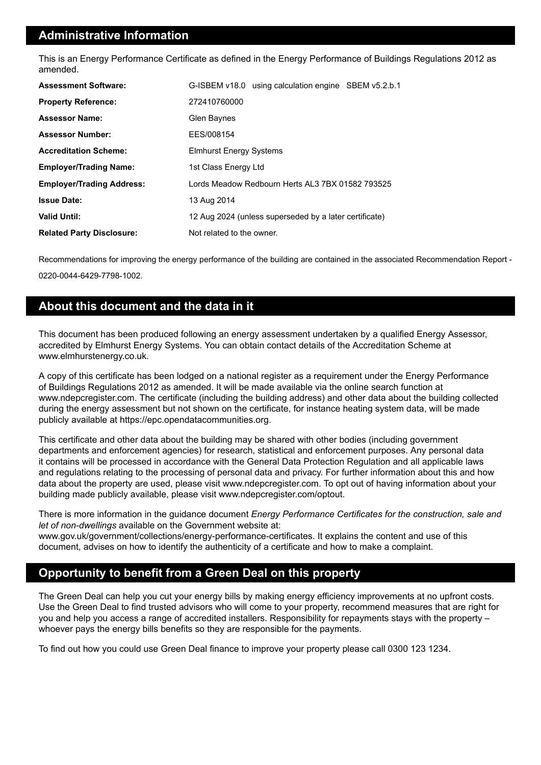## Administrative Information

This is an Energy Performance Certificate as defined in the Energy Performance of Buildings Regulations 2012 as amended.

| | |
|---|---|
| **Assessment Software:** | G-ISBEM v18.0 using calculation engine SBEM v5.2.b.1 |
| **Property Reference:** | 272410760000 |
| **Assessor Name:** | Glen Baynes |
| **Assessor Number:** | EES/008154 |
| **Accreditation Scheme:** | Elmhurst Energy Systems |
| **Employer/Trading Name:** | 1st Class Energy Ltd |
| **Employer/Trading Address:** | Lords Meadow Redbourn Herts AL3 7BX 01582 793525 |
| **Issue Date:** | 13 Aug 2014 |
| **Valid Until:** | 12 Aug 2024 (unless superseded by a later certificate) |
| **Related Party Disclosure:** | Not related to the owner. |

Recommendations for improving the energy performance of the building are contained in the associated Recommendation Report - 0220-0044-6429-7798-1002.

## About this document and the data in it

This document has been produced following an energy assessment undertaken by a qualified Energy Assessor, accredited by Elmhurst Energy Systems. You can obtain contact details of the Accreditation Scheme at www.elmhurstenergy.co.uk.

A copy of this certificate has been lodged on a national register as a requirement under the Energy Performance of Buildings Regulations 2012 as amended. It will be made available via the online search function at www.ndepcregister.com. The certificate (including the building address) and other data about the building collected during the energy assessment but not shown on the certificate, for instance heating system data, will be made publicly available at https://epc.opendatacommunities.org.

This certificate and other data about the building may be shared with other bodies (including government departments and enforcement agencies) for research, statistical and enforcement purposes. Any personal data it contains will be processed in accordance with the General Data Protection Regulation and all applicable laws and regulations relating to the processing of personal data and privacy. For further information about this and how data about the property are used, please visit www.ndepcregister.com. To opt out of having information about your building made publicly available, please visit www.ndepcregister.com/optout.

There is more information in the guidance document *Energy Performance Certificates for the construction, sale and let of non-dwellings* available on the Government website at: www.gov.uk/government/collections/energy-performance-certificates. It explains the content and use of this document, advises on how to identify the authenticity of a certificate and how to make a complaint.

## Opportunity to benefit from a Green Deal on this property

The Green Deal can help you cut your energy bills by making energy efficiency improvements at no upfront costs. Use the Green Deal to find trusted advisors who will come to your property, recommend measures that are right for you and help you access a range of accredited installers. Responsibility for repayments stays with the property – whoever pays the energy bills benefits so they are responsible for the payments.

To find out how you could use Green Deal finance to improve your property please call 0300 123 1234.